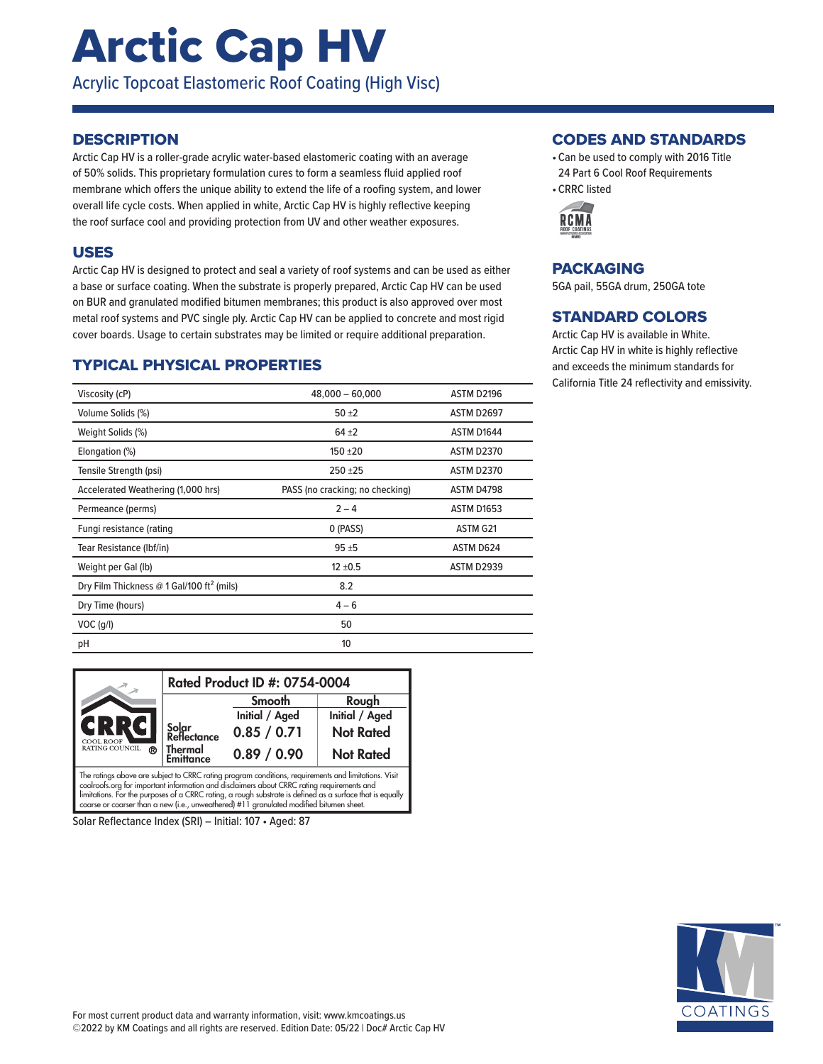# Arctic Cap HV

Acrylic Topcoat Elastomeric Roof Coating (High Visc)

## DESCRIPTION

Arctic Cap HV is a roller-grade acrylic water-based elastomeric coating with an average of 50% solids. This proprietary formulation cures to form a seamless fluid applied roof membrane which offers the unique ability to extend the life of a roofing system, and lower overall life cycle costs. When applied in white, Arctic Cap HV is highly reflective keeping the roof surface cool and providing protection from UV and other weather exposures.

## USES

Arctic Cap HV is designed to protect and seal a variety of roof systems and can be used as either a base or surface coating. When the substrate is properly prepared, Arctic Cap HV can be used on BUR and granulated modified bitumen membranes; this product is also approved over most metal roof systems and PVC single ply. Arctic Cap HV can be applied to concrete and most rigid cover boards. Usage to certain substrates may be limited or require additional preparation.

## TYPICAL PHYSICAL PROPERTIES

| Property | Value | Test Method |
|---|---|---|
| Viscosity (cP) | 48,000 – 60,000 | ASTM D2196 |
| Volume Solids (%) | 50 ±2 | ASTM D2697 |
| Weight Solids (%) | 64 ±2 | ASTM D1644 |
| Elongation (%) | 150 ±20 | ASTM D2370 |
| Tensile Strength (psi) | 250 ±25 | ASTM D2370 |
| Accelerated Weathering (1,000 hrs) | PASS (no cracking; no checking) | ASTM D4798 |
| Permeance (perms) | 2 – 4 | ASTM D1653 |
| Fungi resistance (rating | 0 (PASS) | ASTM G21 |
| Tear Resistance (lbf/in) | 95 ±5 | ASTM D624 |
| Weight per Gal (lb) | 12 ±0.5 | ASTM D2939 |
| Dry Film Thickness @ 1 Gal/100 ft² (mils) | 8.2 | |
| Dry Time (hours) | 4 – 6 | |
| VOC (g/l) | 50 | |
| pH | 10 | |

**CRRC – Cool Roof Rating Council**

**Rated Product ID #: 0754-0004**

| | Smooth | Rough |
|---|---|---|
| | Initial / Aged | Initial / Aged |
| Solar Reflectance | 0.85 / 0.71 | Not Rated |
| Thermal Emittance | 0.89 / 0.90 | Not Rated |

The ratings above are subject to CRRC rating program conditions, requirements and limitations. Visit coolroofs.org for important information and disclaimers about CRRC rating requirements and limitations. For the purposes of a CRRC rating, a rough substrate is defined as a surface that is equally coarse or coarser than a new (i.e., unweathered) #11 granulated modified bitumen sheet.

Solar Reflectance Index (SRI) – Initial: 107 • Aged: 87

## CODES AND STANDARDS

- Can be used to comply with 2016 Title 24 Part 6 Cool Roof Requirements
- CRRC listed

RCMA – Roof Coatings Manufacturers Association Member

## PACKAGING

5GA pail, 55GA drum, 250GA tote

## STANDARD COLORS

Arctic Cap HV is available in White. Arctic Cap HV in white is highly reflective and exceeds the minimum standards for California Title 24 reflectivity and emissivity.

For most current product data and warranty information, visit: www.kmcoatings.us
©2022 by KM Coatings and all rights are reserved. Edition Date: 05/22 | Doc# Arctic Cap HV

KM COATINGS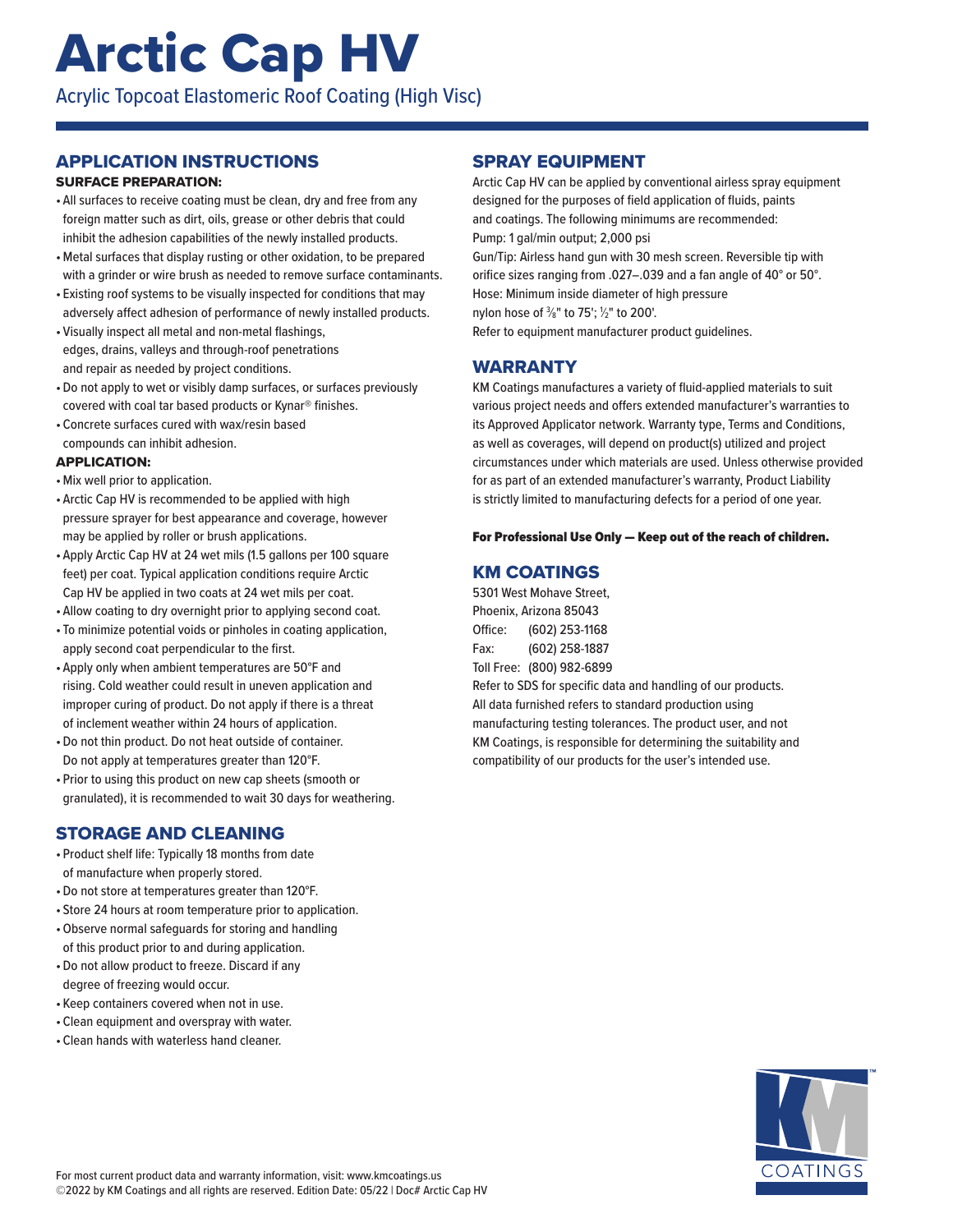# Arctic Cap HV

Acrylic Topcoat Elastomeric Roof Coating (High Visc)

## APPLICATION INSTRUCTIONS

### SURFACE PREPARATION:

- All surfaces to receive coating must be clean, dry and free from any foreign matter such as dirt, oils, grease or other debris that could inhibit the adhesion capabilities of the newly installed products.
- Metal surfaces that display rusting or other oxidation, to be prepared with a grinder or wire brush as needed to remove surface contaminants.
- Existing roof systems to be visually inspected for conditions that may adversely affect adhesion of performance of newly installed products.
- Visually inspect all metal and non-metal flashings, edges, drains, valleys and through-roof penetrations and repair as needed by project conditions.
- Do not apply to wet or visibly damp surfaces, or surfaces previously covered with coal tar based products or Kynar® finishes.
- Concrete surfaces cured with wax/resin based compounds can inhibit adhesion.

### APPLICATION:

- Mix well prior to application.
- Arctic Cap HV is recommended to be applied with high pressure sprayer for best appearance and coverage, however may be applied by roller or brush applications.
- Apply Arctic Cap HV at 24 wet mils (1.5 gallons per 100 square feet) per coat. Typical application conditions require Arctic Cap HV be applied in two coats at 24 wet mils per coat.
- Allow coating to dry overnight prior to applying second coat.
- To minimize potential voids or pinholes in coating application, apply second coat perpendicular to the first.
- Apply only when ambient temperatures are 50°F and rising. Cold weather could result in uneven application and improper curing of product. Do not apply if there is a threat of inclement weather within 24 hours of application.
- Do not thin product. Do not heat outside of container. Do not apply at temperatures greater than 120°F.
- Prior to using this product on new cap sheets (smooth or granulated), it is recommended to wait 30 days for weathering.

## STORAGE AND CLEANING

- Product shelf life: Typically 18 months from date of manufacture when properly stored.
- Do not store at temperatures greater than 120°F.
- Store 24 hours at room temperature prior to application.
- Observe normal safeguards for storing and handling of this product prior to and during application.
- Do not allow product to freeze. Discard if any degree of freezing would occur.
- Keep containers covered when not in use.
- Clean equipment and overspray with water.
- Clean hands with waterless hand cleaner.

## SPRAY EQUIPMENT

Arctic Cap HV can be applied by conventional airless spray equipment designed for the purposes of field application of fluids, paints and coatings. The following minimums are recommended:
Pump: 1 gal/min output; 2,000 psi
Gun/Tip: Airless hand gun with 30 mesh screen. Reversible tip with orifice sizes ranging from .027–.039 and a fan angle of 40° or 50°.
Hose: Minimum inside diameter of high pressure nylon hose of 3/8" to 75'; 1/2" to 200'.
Refer to equipment manufacturer product guidelines.

## WARRANTY

KM Coatings manufactures a variety of fluid-applied materials to suit various project needs and offers extended manufacturer's warranties to its Approved Applicator network. Warranty type, Terms and Conditions, as well as coverages, will depend on product(s) utilized and project circumstances under which materials are used. Unless otherwise provided for as part of an extended manufacturer's warranty, Product Liability is strictly limited to manufacturing defects for a period of one year.

**For Professional Use Only — Keep out of the reach of children.**

## KM COATINGS

5301 West Mohave Street,
Phoenix, Arizona 85043
Office: (602) 253-1168
Fax: (602) 258-1887
Toll Free: (800) 982-6899

Refer to SDS for specific data and handling of our products. All data furnished refers to standard production using manufacturing testing tolerances. The product user, and not KM Coatings, is responsible for determining the suitability and compatibility of our products for the user's intended use.

For most current product data and warranty information, visit: www.kmcoatings.us
©2022 by KM Coatings and all rights are reserved. Edition Date: 05/22 | Doc# Arctic Cap HV